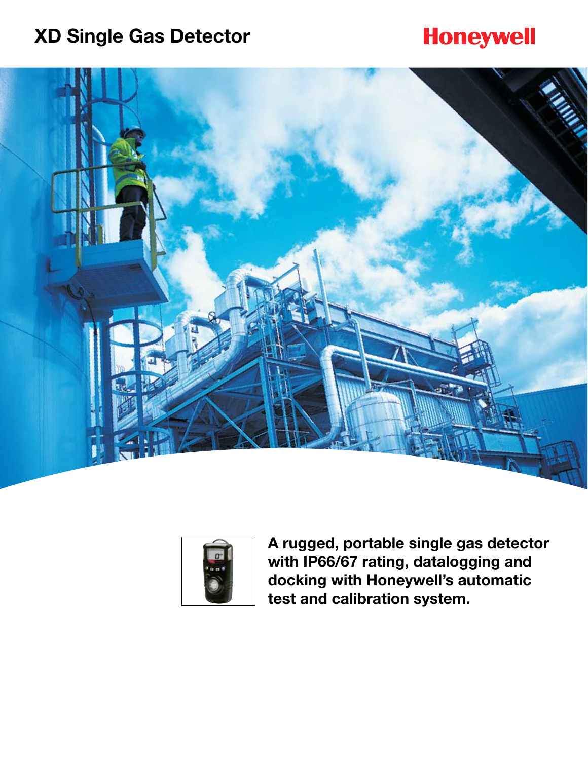# XD Single Gas Detector

Honeywell

**A rugged, portable single gas detector with IP66/67 rating, datalogging and docking with Honeywell's automatic test and calibration system.**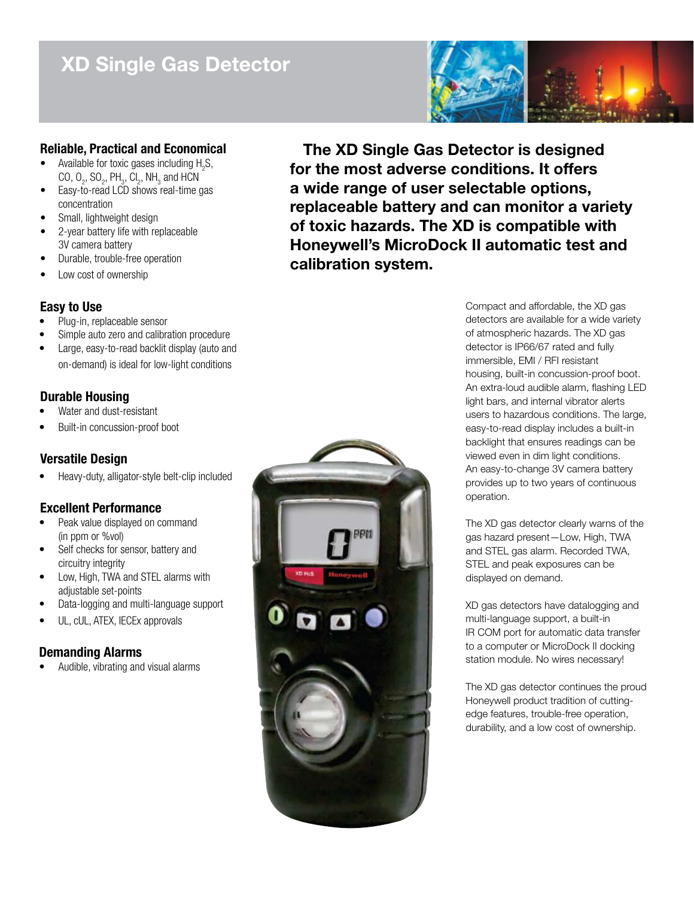# XD Single Gas Detector

### Reliable, Practical and Economical

- Available for toxic gases including $H_2S$, CO, $O_2$, $SO_2$, $PH_3$, $Cl_2$, $NH_3$ and HCN
- Easy-to-read LCD shows real-time gas concentration
- Small, lightweight design
- 2-year battery life with replaceable 3V camera battery
- Durable, trouble-free operation
- Low cost of ownership

### Easy to Use

- Plug-in, replaceable sensor
- Simple auto zero and calibration procedure
- Large, easy-to-read backlit display (auto and on-demand) is ideal for low-light conditions

### Durable Housing

- Water and dust-resistant
- Built-in concussion-proof boot

### Versatile Design

- Heavy-duty, alligator-style belt-clip included

### Excellent Performance

- Peak value displayed on command (in ppm or %vol)
- Self checks for sensor, battery and circuitry integrity
- Low, High, TWA and STEL alarms with adjustable set-points
- Data-logging and multi-language support
- UL, cUL, ATEX, IECEx approvals

### Demanding Alarms

- Audible, vibrating and visual alarms

**The XD Single Gas Detector is designed for the most adverse conditions. It offers a wide range of user selectable options, replaceable battery and can monitor a variety of toxic hazards. The XD is compatible with Honeywell's MicroDock II automatic test and calibration system.**

Compact and affordable, the XD gas detectors are available for a wide variety of atmospheric hazards. The XD gas detector is IP66/67 rated and fully immersible, EMI / RFI resistant housing, built-in concussion-proof boot. An extra-loud audible alarm, flashing LED light bars, and internal vibrator alerts users to hazardous conditions. The large, easy-to-read display includes a built-in backlight that ensures readings can be viewed even in dim light conditions. An easy-to-change 3V camera battery provides up to two years of continuous operation.

The XD gas detector clearly warns of the gas hazard present—Low, High, TWA and STEL gas alarm. Recorded TWA, STEL and peak exposures can be displayed on demand.

XD gas detectors have datalogging and multi-language support, a built-in IR COM port for automatic data transfer to a computer or MicroDock II docking station module. No wires necessary!

The XD gas detector continues the proud Honeywell product tradition of cutting-edge features, trouble-free operation, durability, and a low cost of ownership.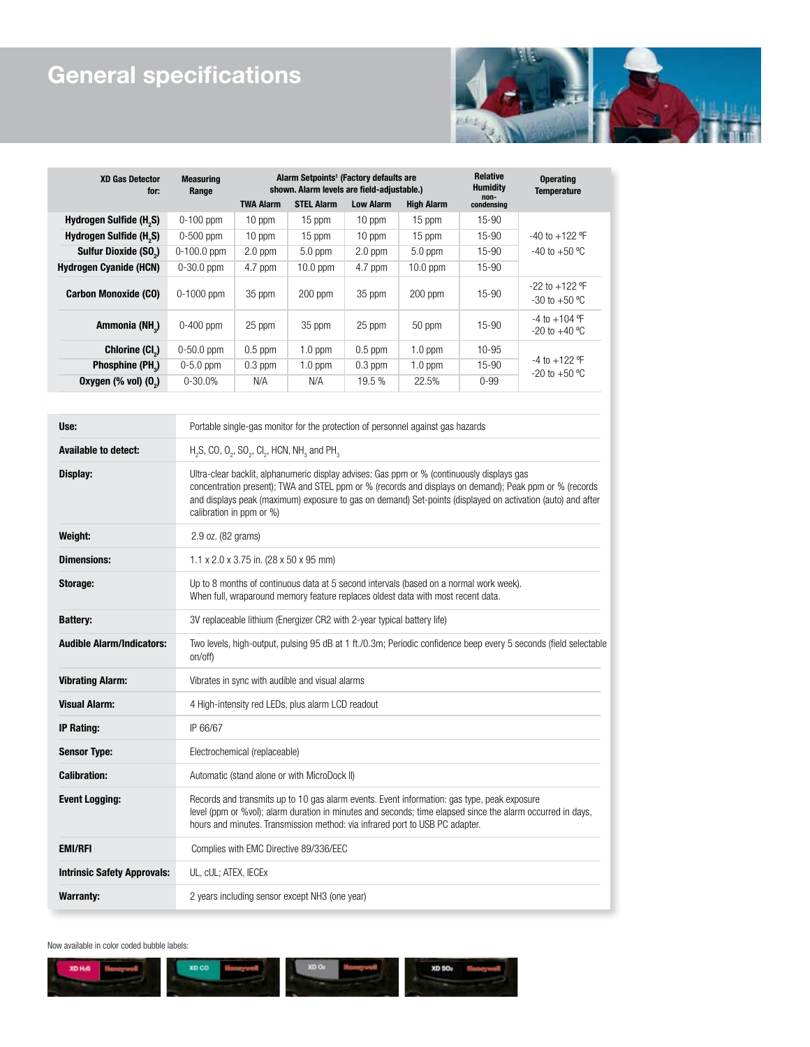# General specifications

| XD Gas Detector for: | Measuring Range | Alarm Setpoints[1] (Factory defaults are shown. Alarm levels are field-adjustable.) | | | | Relative Humidity non-condensing | Operating Temperature |
|---|---|---|---|---|---|---|---|
| | | TWA Alarm | STEL Alarm | Low Alarm | High Alarm | | |
| Hydrogen Sulfide ($H_2S$) | 0-100 ppm | 10 ppm | 15 ppm | 10 ppm | 15 ppm | 15-90 | -40 to +122 ºF -40 to +50 ºC |
| Hydrogen Sulfide ($H_2S$) | 0-500 ppm | 10 ppm | 15 ppm | 10 ppm | 15 ppm | 15-90 | |
| Sulfur Dioxide ($SO_2$) | 0-100.0 ppm | 2.0 ppm | 5.0 ppm | 2.0 ppm | 5.0 ppm | 15-90 | |
| Hydrogen Cyanide (HCN) | 0-30.0 ppm | 4.7 ppm | 10.0 ppm | 4.7 ppm | 10.0 ppm | 15-90 | |
| Carbon Monoxide (CO) | 0-1000 ppm | 35 ppm | 200 ppm | 35 ppm | 200 ppm | 15-90 | -22 to +122 ºF -30 to +50 ºC |
| Ammonia ($NH_3$) | 0-400 ppm | 25 ppm | 35 ppm | 25 ppm | 50 ppm | 15-90 | -4 to +104 ºF -20 to +40 ºC |
| Chlorine ($Cl_2$) | 0-50.0 ppm | 0.5 ppm | 1.0 ppm | 0.5 ppm | 1.0 ppm | 10-95 | -4 to +122 ºF -20 to +50 ºC |
| Phosphine ($PH_3$) | 0-5.0 ppm | 0.3 ppm | 1.0 ppm | 0.3 ppm | 1.0 ppm | 15-90 | |
| Oxygen (% vol) ($O_2$) | 0-30.0% | N/A | N/A | 19.5 % | 22.5% | 0-99 | |

| | |
|---|---|
| **Use:** | Portable single-gas monitor for the protection of personnel against gas hazards |
| **Available to detect:** | $H_2S$, CO, $O_2$, $SO_2$, $Cl_2$, HCN, $NH_3$ and $PH_3$ |
| **Display:** | Ultra-clear backlit, alphanumeric display advises: Gas ppm or % (continuously displays gas concentration present); TWA and STEL ppm or % (records and displays on demand); Peak ppm or % (records and displays peak (maximum) exposure to gas on demand) Set-points (displayed on activation (auto) and after calibration in ppm or %) |
| **Weight:** | 2.9 oz. (82 grams) |
| **Dimensions:** | 1.1 x 2.0 x 3.75 in. (28 x 50 x 95 mm) |
| **Storage:** | Up to 8 months of continuous data at 5 second intervals (based on a normal work week). When full, wraparound memory feature replaces oldest data with most recent data. |
| **Battery:** | 3V replaceable lithium (Energizer CR2 with 2-year typical battery life) |
| **Audible Alarm/Indicators:** | Two levels, high-output, pulsing 95 dB at 1 ft./0.3m; Periodic confidence beep every 5 seconds (field selectable on/off) |
| **Vibrating Alarm:** | Vibrates in sync with audible and visual alarms |
| **Visual Alarm:** | 4 High-intensity red LEDs, plus alarm LCD readout |
| **IP Rating:** | IP 66/67 |
| **Sensor Type:** | Electrochemical (replaceable) |
| **Calibration:** | Automatic (stand alone or with MicroDock II) |
| **Event Logging:** | Records and transmits up to 10 gas alarm events. Event information: gas type, peak exposure level (ppm or %vol); alarm duration in minutes and seconds; time elapsed since the alarm occurred in days, hours and minutes. Transmission method: via infrared port to USB PC adapter. |
| **EMI/RFI** | Complies with EMC Directive 89/336/EEC |
| **Intrinsic Safety Approvals:** | UL, cUL; ATEX, IECEx |
| **Warranty:** | 2 years including sensor except NH3 (one year) |

Now available in color coded bubble labels: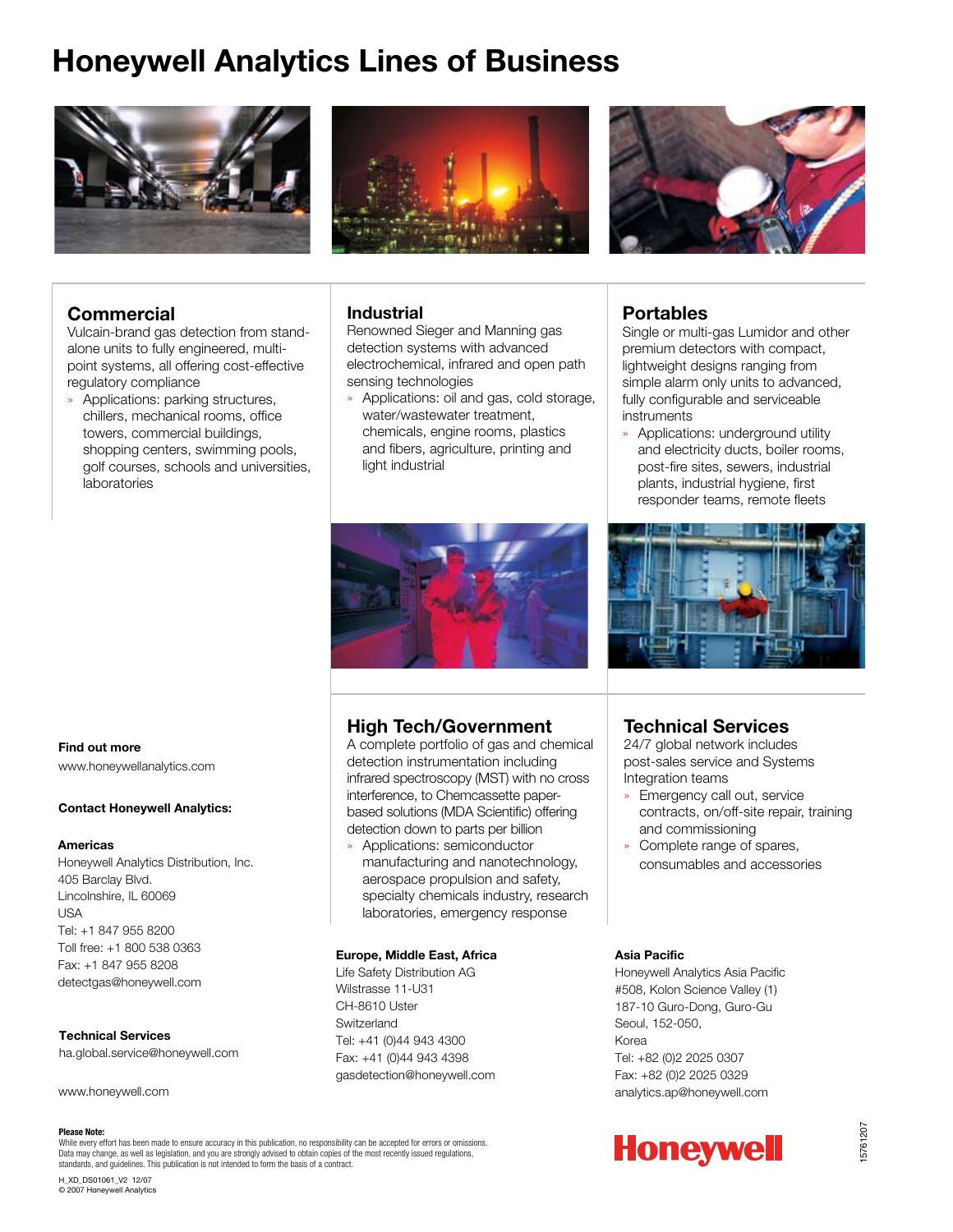# Honeywell Analytics Lines of Business

## Commercial

Vulcain-brand gas detection from stand-alone units to fully engineered, multi-point systems, all offering cost-effective regulatory compliance

- Applications: parking structures, chillers, mechanical rooms, office towers, commercial buildings, shopping centers, swimming pools, golf courses, schools and universities, laboratories

## Industrial

Renowned Sieger and Manning gas detection systems with advanced electrochemical, infrared and open path sensing technologies

- Applications: oil and gas, cold storage, water/wastewater treatment, chemicals, engine rooms, plastics and fibers, agriculture, printing and light industrial

## Portables

Single or multi-gas Lumidor and other premium detectors with compact, lightweight designs ranging from simple alarm only units to advanced, fully configurable and serviceable instruments

- Applications: underground utility and electricity ducts, boiler rooms, post-fire sites, sewers, industrial plants, industrial hygiene, first responder teams, remote fleets

## High Tech/Government

A complete portfolio of gas and chemical detection instrumentation including infrared spectroscopy (MST) with no cross interference, to Chemcassette paper-based solutions (MDA Scientific) offering detection down to parts per billion

- Applications: semiconductor manufacturing and nanotechnology, aerospace propulsion and safety, specialty chemicals industry, research laboratories, emergency response

## Technical Services

24/7 global network includes post-sales service and Systems Integration teams

- Emergency call out, service contracts, on/off-site repair, training and commissioning
- Complete range of spares, consumables and accessories

**Find out more**

www.honeywellanalytics.com

**Contact Honeywell Analytics:**

**Americas**

Honeywell Analytics Distribution, Inc.
405 Barclay Blvd.
Lincolnshire, IL 60069
USA
Tel: +1 847 955 8200
Toll free: +1 800 538 0363
Fax: +1 847 955 8208
detectgas@honeywell.com

**Europe, Middle East, Africa**

Life Safety Distribution AG
Wilstrasse 11-U31
CH-8610 Uster
Switzerland
Tel: +41 (0)44 943 4300
Fax: +41 (0)44 943 4398
gasdetection@honeywell.com

**Asia Pacific**

Honeywell Analytics Asia Pacific
#508, Kolon Science Valley (1)
187-10 Guro-Dong, Guro-Gu
Seoul, 152-050,
Korea
Tel: +82 (0)2 2025 0307
Fax: +82 (0)2 2025 0329
analytics.ap@honeywell.com

**Technical Services**

ha.global.service@honeywell.com

www.honeywell.com

**Please Note:**
While every effort has been made to ensure accuracy in this publication, no responsibility can be accepted for errors or omissions. Data may change, as well as legislation, and you are strongly advised to obtain copies of the most recently issued regulations, standards, and guidelines. This publication is not intended to form the basis of a contract.

H_XD_DS01061_V2 12/07
© 2007 Honeywell Analytics

Honeywell

15761207